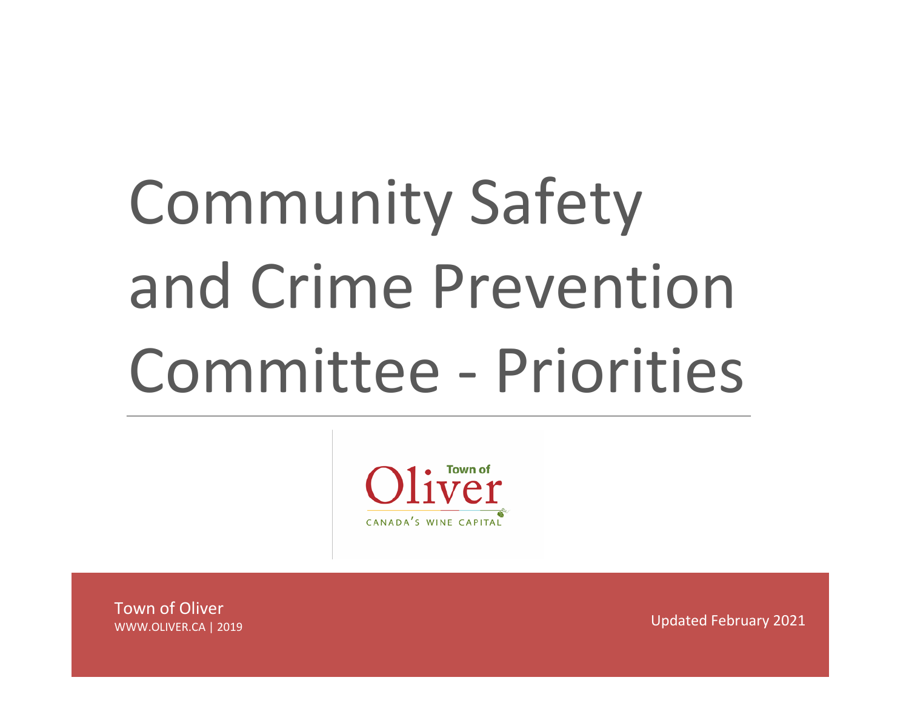# Community Safety and Crime Prevention Committee - Priorities

Town of Oliver

CANADA'S WINE CAPITAL

Town of Oliver
WWW.OLIVER.CA | 2019

Updated February 2021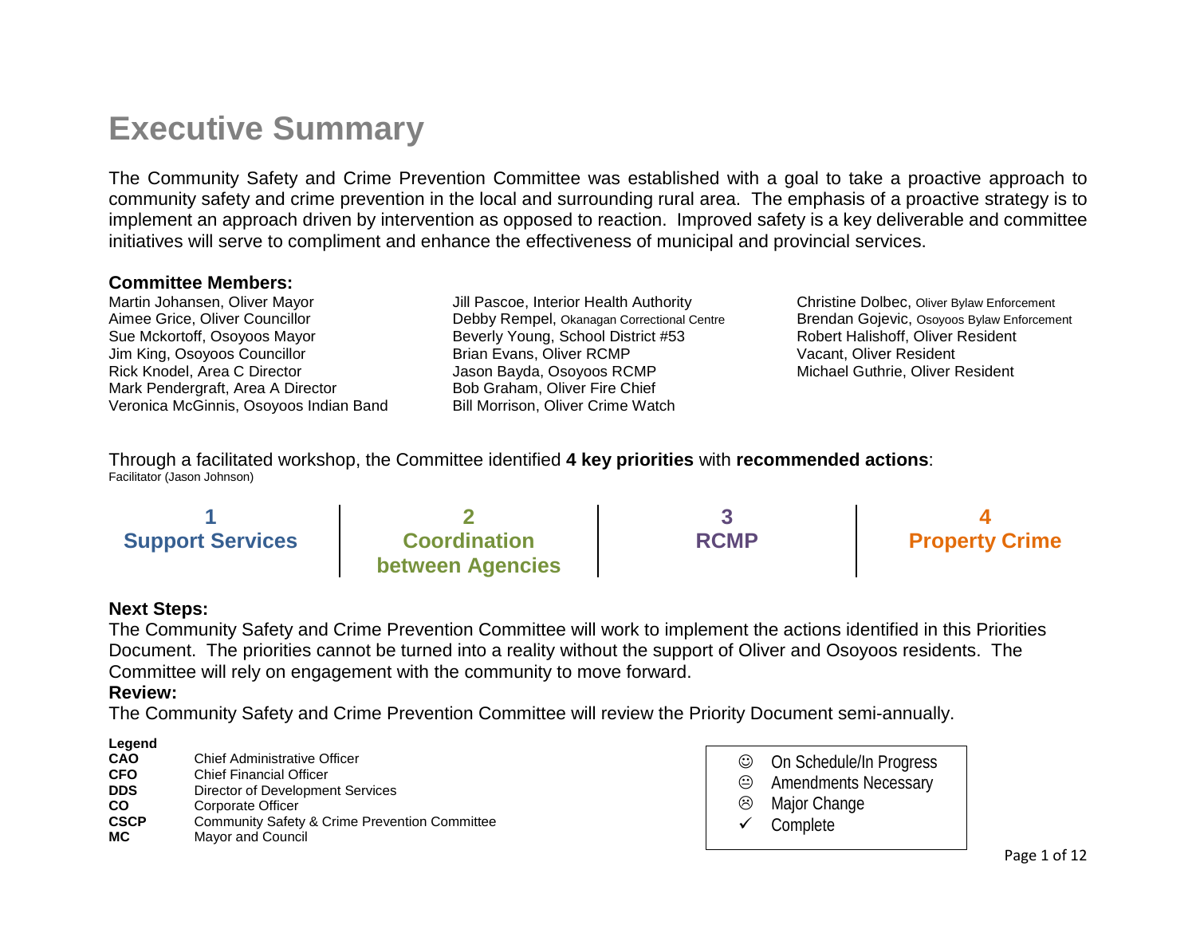# Executive Summary

The Community Safety and Crime Prevention Committee was established with a goal to take a proactive approach to community safety and crime prevention in the local and surrounding rural area. The emphasis of a proactive strategy is to implement an approach driven by intervention as opposed to reaction. Improved safety is a key deliverable and committee initiatives will serve to compliment and enhance the effectiveness of municipal and provincial services.

**Committee Members:**

Martin Johansen, Oliver Mayor
Aimee Grice, Oliver Councillor
Sue Mckortoff, Osoyoos Mayor
Jim King, Osoyoos Councillor
Rick Knodel, Area C Director
Mark Pendergraft, Area A Director
Veronica McGinnis, Osoyoos Indian Band
Jill Pascoe, Interior Health Authority
Debby Rempel, Okanagan Correctional Centre
Beverly Young, School District #53
Brian Evans, Oliver RCMP
Jason Bayda, Osoyoos RCMP
Bob Graham, Oliver Fire Chief
Bill Morrison, Oliver Crime Watch
Christine Dolbec, Oliver Bylaw Enforcement
Brendan Gojevic, Osoyoos Bylaw Enforcement
Robert Halishoff, Oliver Resident
Vacant, Oliver Resident
Michael Guthrie, Oliver Resident

Through a facilitated workshop, the Committee identified **4 key priorities** with **recommended actions**:
Facilitator (Jason Johnson)

| 1 | 2 | 3 | 4 |
|---|---|---|---|
| **Support Services** | **Coordination between Agencies** | **RCMP** | **Property Crime** |

**Next Steps:**
The Community Safety and Crime Prevention Committee will work to implement the actions identified in this Priorities Document. The priorities cannot be turned into a reality without the support of Oliver and Osoyoos residents. The Committee will rely on engagement with the community to move forward.

**Review:**
The Community Safety and Crime Prevention Committee will review the Priority Document semi-annually.

**Legend**

| | |
|---|---|
| **CAO** | Chief Administrative Officer |
| **CFO** | Chief Financial Officer |
| **DDS** | Director of Development Services |
| **CO** | Corporate Officer |
| **CSCP** | Community Safety & Crime Prevention Committee |
| **MC** | Mayor and Council |

- ☺ On Schedule/In Progress
- 😐 Amendments Necessary
- ☹ Major Change
- ✓ Complete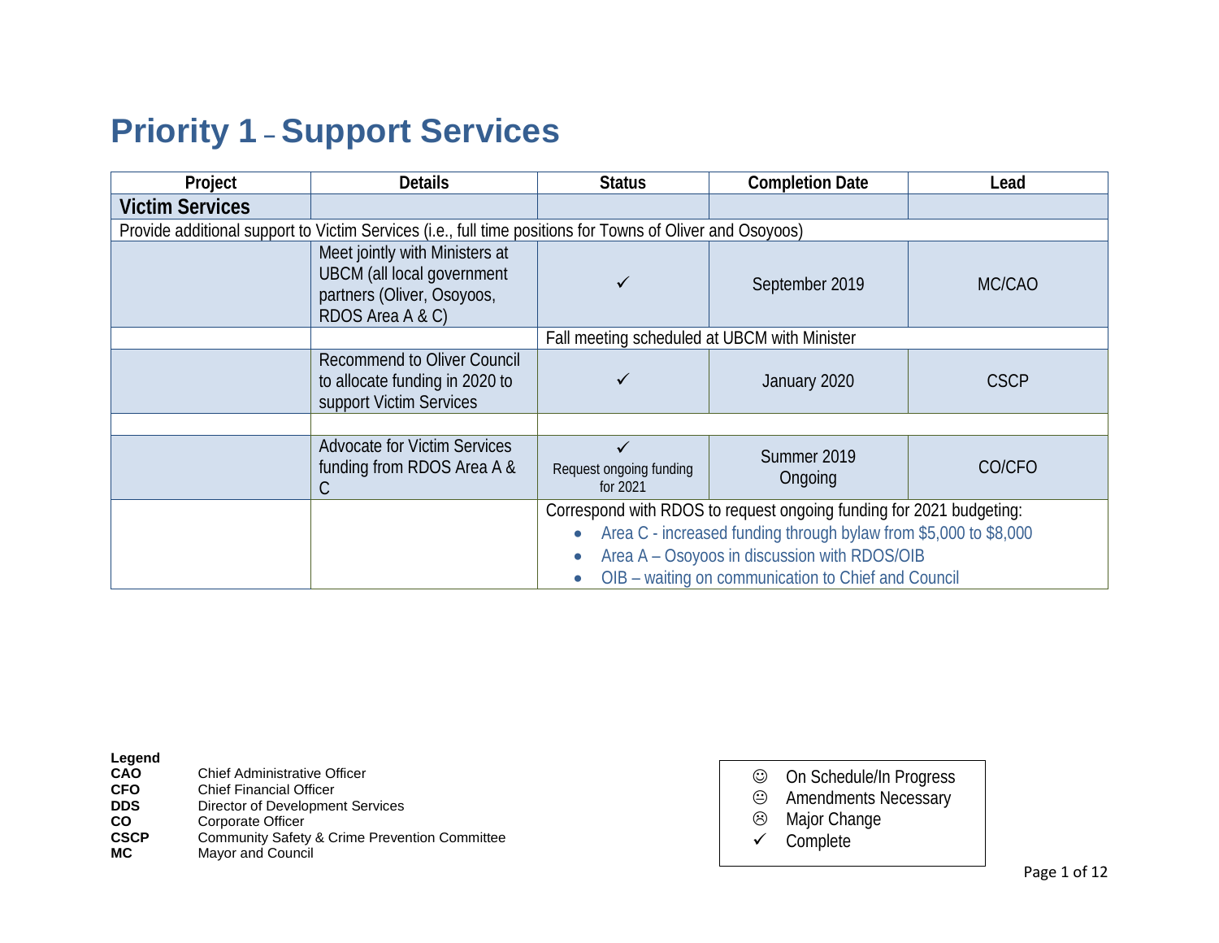# Priority 1 – Support Services

| Project | Details | Status | Completion Date | Lead |
|---|---|---|---|---|
| **Victim Services** | | | | |
| Provide additional support to Victim Services (i.e., full time positions for Towns of Oliver and Osoyoos) | | | | |
| | Meet jointly with Ministers at UBCM (all local government partners (Oliver, Osoyoos, RDOS Area A & C) | ✓ | September 2019 | MC/CAO |
| | | Fall meeting scheduled at UBCM with Minister | | |
| | Recommend to Oliver Council to allocate funding in 2020 to support Victim Services | ✓ | January 2020 | CSCP |
| | | | | |
| | Advocate for Victim Services funding from RDOS Area A & C | ✓ Request ongoing funding for 2021 | Summer 2019 Ongoing | CO/CFO |
| | | Correspond with RDOS to request ongoing funding for 2021 budgeting: <br>• Area C - increased funding through bylaw from $5,000 to $8,000 <br>• Area A – Osoyoos in discussion with RDOS/OIB <br>• OIB – waiting on communication to Chief and Council | | |

**Legend**

| | |
|---|---|
| **CAO** | Chief Administrative Officer |
| **CFO** | Chief Financial Officer |
| **DDS** | Director of Development Services |
| **CO** | Corporate Officer |
| **CSCP** | Community Safety & Crime Prevention Committee |
| **MC** | Mayor and Council |

- ☺ On Schedule/In Progress
- 😐 Amendments Necessary
- ☹ Major Change
- ✓ Complete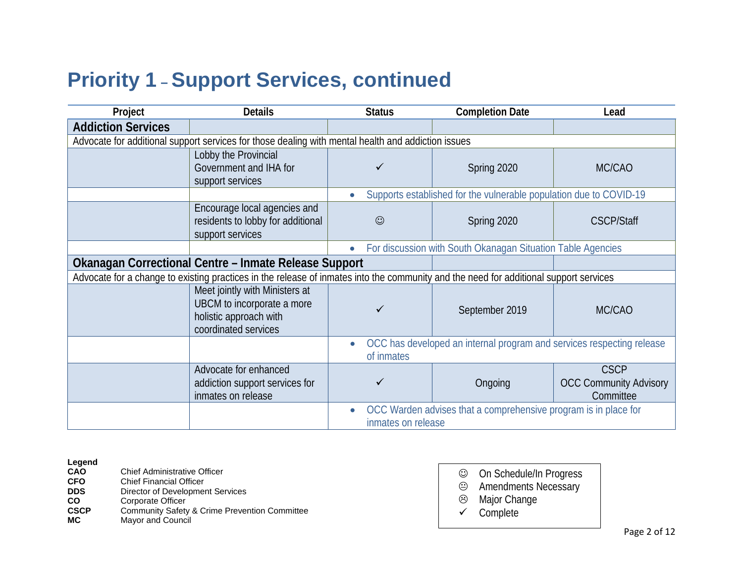# Priority 1 – Support Services, continued

| Project | Details | Status | Completion Date | Lead |
|---|---|---|---|---|
| **Addiction Services** | | | | |
| Advocate for additional support services for those dealing with mental health and addiction issues | | | | |
| | Lobby the Provincial Government and IHA for support services | ✓ | Spring 2020 | MC/CAO |
| | | • Supports established for the vulnerable population due to COVID-19 | | |
| | Encourage local agencies and residents to lobby for additional support services | ☺ | Spring 2020 | CSCP/Staff |
| | | • For discussion with South Okanagan Situation Table Agencies | | |
| **Okanagan Correctional Centre – Inmate Release Support** | | | | |
| Advocate for a change to existing practices in the release of inmates into the community and the need for additional support services | | | | |
| | Meet jointly with Ministers at UBCM to incorporate a more holistic approach with coordinated services | ✓ | September 2019 | MC/CAO |
| | | • OCC has developed an internal program and services respecting release of inmates | | |
| | Advocate for enhanced addiction support services for inmates on release | ✓ | Ongoing | CSCP<br>OCC Community Advisory Committee |
| | | • OCC Warden advises that a comprehensive program is in place for inmates on release | | |

**Legend**

| | |
|---|---|
| **CAO** | Chief Administrative Officer |
| **CFO** | Chief Financial Officer |
| **DDS** | Director of Development Services |
| **CO** | Corporate Officer |
| **CSCP** | Community Safety & Crime Prevention Committee |
| **MC** | Mayor and Council |

- ☺ On Schedule/In Progress
- 😐 Amendments Necessary
- ☹ Major Change
- ✓ Complete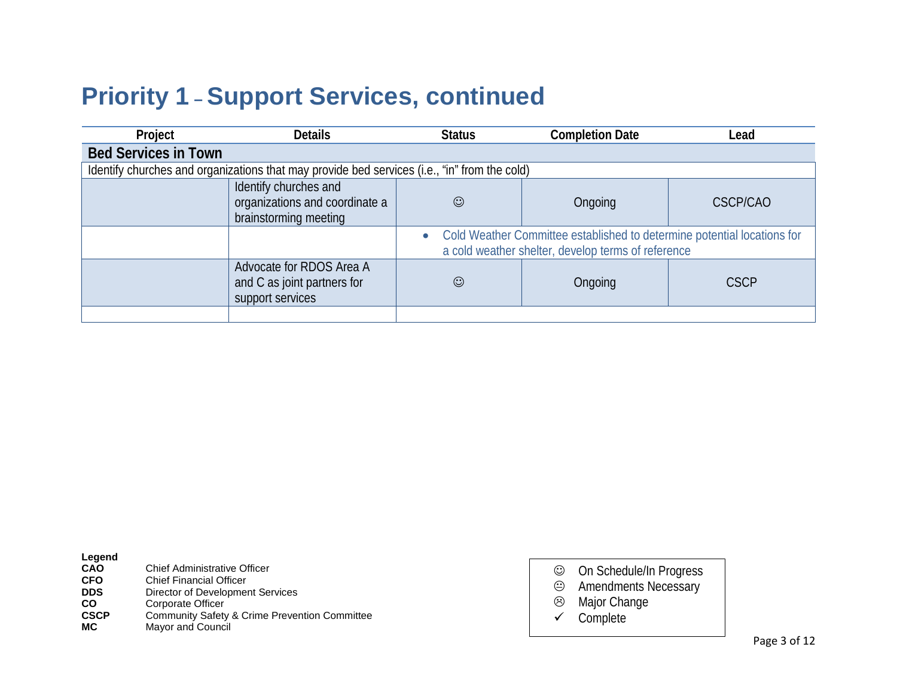# Priority 1 – Support Services, continued

| Project | Details | Status | Completion Date | Lead |
|---|---|---|---|---|
| **Bed Services in Town** | | | | |
| Identify churches and organizations that may provide bed services (i.e., "in" from the cold) | | | | |
| | Identify churches and organizations and coordinate a brainstorming meeting | ☺ | Ongoing | CSCP/CAO |
| | | • Cold Weather Committee established to determine potential locations for a cold weather shelter, develop terms of reference | | |
| | Advocate for RDOS Area A and C as joint partners for support services | ☺ | Ongoing | CSCP |
| | | | | |

**Legend**

| | |
|---|---|
| **CAO** | Chief Administrative Officer |
| **CFO** | Chief Financial Officer |
| **DDS** | Director of Development Services |
| **CO** | Corporate Officer |
| **CSCP** | Community Safety & Crime Prevention Committee |
| **MC** | Mayor and Council |

- ☺ On Schedule/In Progress
- 😐 Amendments Necessary
- ☹ Major Change
- ✓ Complete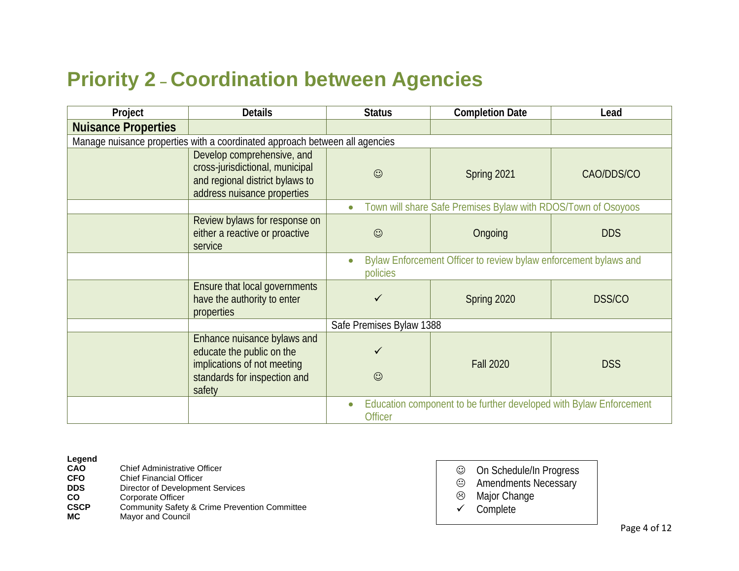# Priority 2 – Coordination between Agencies

| Project | Details | Status | Completion Date | Lead |
|---|---|---|---|---|
| **Nuisance Properties** | | | | |
| Manage nuisance properties with a coordinated approach between all agencies | | | | |
| | Develop comprehensive, and cross-jurisdictional, municipal and regional district bylaws to address nuisance properties | ☺ | Spring 2021 | CAO/DDS/CO |
| | | • Town will share Safe Premises Bylaw with RDOS/Town of Osoyoos | | |
| | Review bylaws for response on either a reactive or proactive service | ☺ | Ongoing | DDS |
| | | • Bylaw Enforcement Officer to review bylaw enforcement bylaws and policies | | |
| | Ensure that local governments have the authority to enter properties | ✓ | Spring 2020 | DSS/CO |
| | | Safe Premises Bylaw 1388 | | |
| | Enhance nuisance bylaws and educate the public on the implications of not meeting standards for inspection and safety | ✓ ☺ | Fall 2020 | DSS |
| | | • Education component to be further developed with Bylaw Enforcement Officer | | |

**Legend**

| | |
|---|---|
| **CAO** | Chief Administrative Officer |
| **CFO** | Chief Financial Officer |
| **DDS** | Director of Development Services |
| **CO** | Corporate Officer |
| **CSCP** | Community Safety & Crime Prevention Committee |
| **MC** | Mayor and Council |

- ☺ On Schedule/In Progress
- 😐 Amendments Necessary
- ☹ Major Change
- ✓ Complete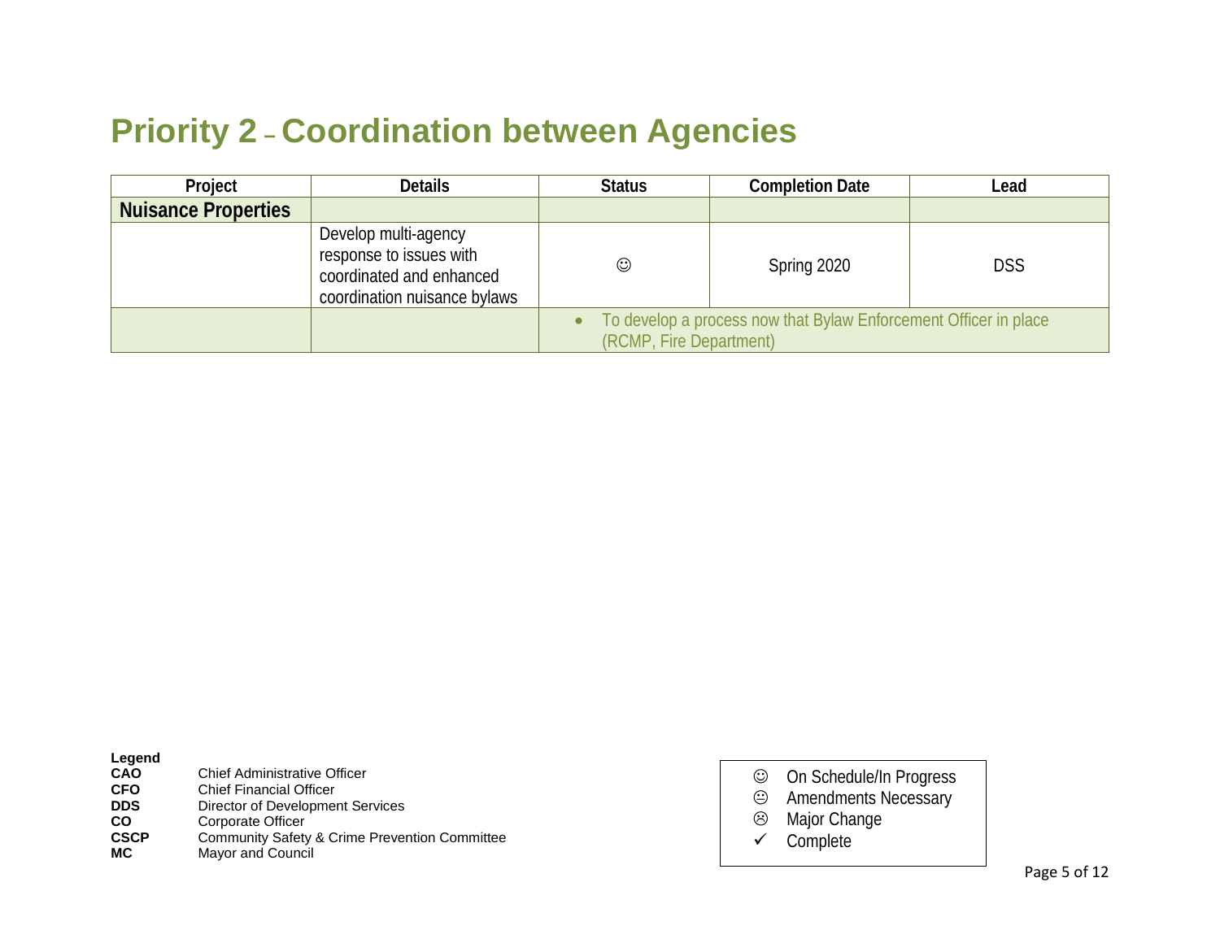# Priority 2 – Coordination between Agencies

| Project | Details | Status | Completion Date | Lead |
|---|---|---|---|---|
| **Nuisance Properties** | | | | |
| | Develop multi-agency response to issues with coordinated and enhanced coordination nuisance bylaws | ☺ | Spring 2020 | DSS |
| | | • To develop a process now that Bylaw Enforcement Officer in place (RCMP, Fire Department) | | |

**Legend**

| | |
|---|---|
| **CAO** | Chief Administrative Officer |
| **CFO** | Chief Financial Officer |
| **DDS** | Director of Development Services |
| **CO** | Corporate Officer |
| **CSCP** | Community Safety & Crime Prevention Committee |
| **MC** | Mayor and Council |

| | |
|---|---|
| ☺ | On Schedule/In Progress |
| 😐 | Amendments Necessary |
| ☹ | Major Change |
| ✓ | Complete |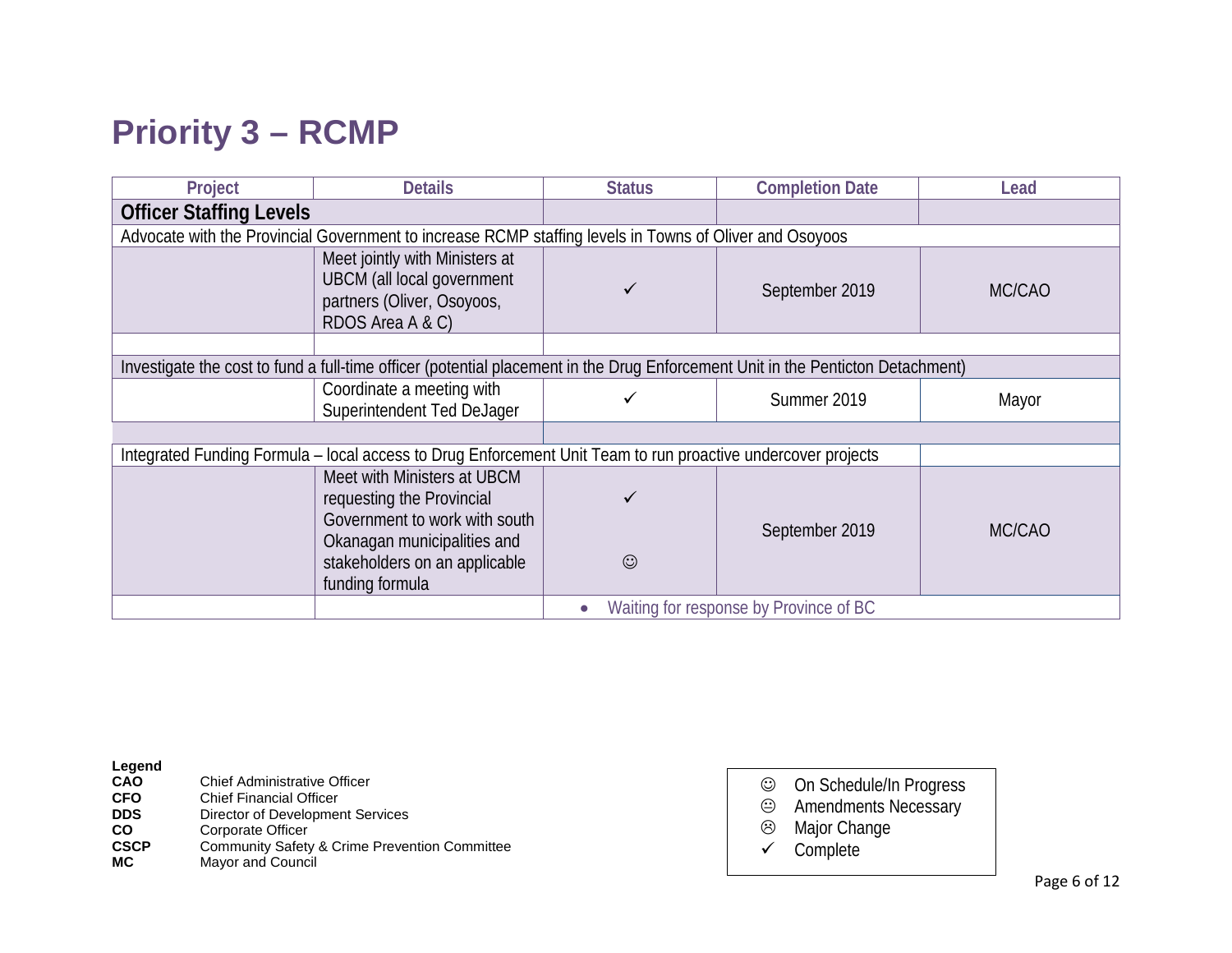# Priority 3 – RCMP

| Project | Details | Status | Completion Date | Lead |
|---|---|---|---|---|
| **Officer Staffing Levels** | | | | |
| Advocate with the Provincial Government to increase RCMP staffing levels in Towns of Oliver and Osoyoos | | | | |
| | Meet jointly with Ministers at UBCM (all local government partners (Oliver, Osoyoos, RDOS Area A & C) | ✓ | September 2019 | MC/CAO |
| | | | | |
| Investigate the cost to fund a full-time officer (potential placement in the Drug Enforcement Unit in the Penticton Detachment) | | | | |
| | Coordinate a meeting with Superintendent Ted DeJager | ✓ | Summer 2019 | Mayor |
| | | | | |
| Integrated Funding Formula – local access to Drug Enforcement Unit Team to run proactive undercover projects | | | | |
| | Meet with Ministers at UBCM requesting the Provincial Government to work with south Okanagan municipalities and stakeholders on an applicable funding formula | ✓ ☺ | September 2019 | MC/CAO |
| | | • Waiting for response by Province of BC | | |

**Legend**

| | |
|---|---|
| **CAO** | Chief Administrative Officer |
| **CFO** | Chief Financial Officer |
| **DDS** | Director of Development Services |
| **CO** | Corporate Officer |
| **CSCP** | Community Safety & Crime Prevention Committee |
| **MC** | Mayor and Council |

- ☺ On Schedule/In Progress
- 😐 Amendments Necessary
- ☹ Major Change
- ✓ Complete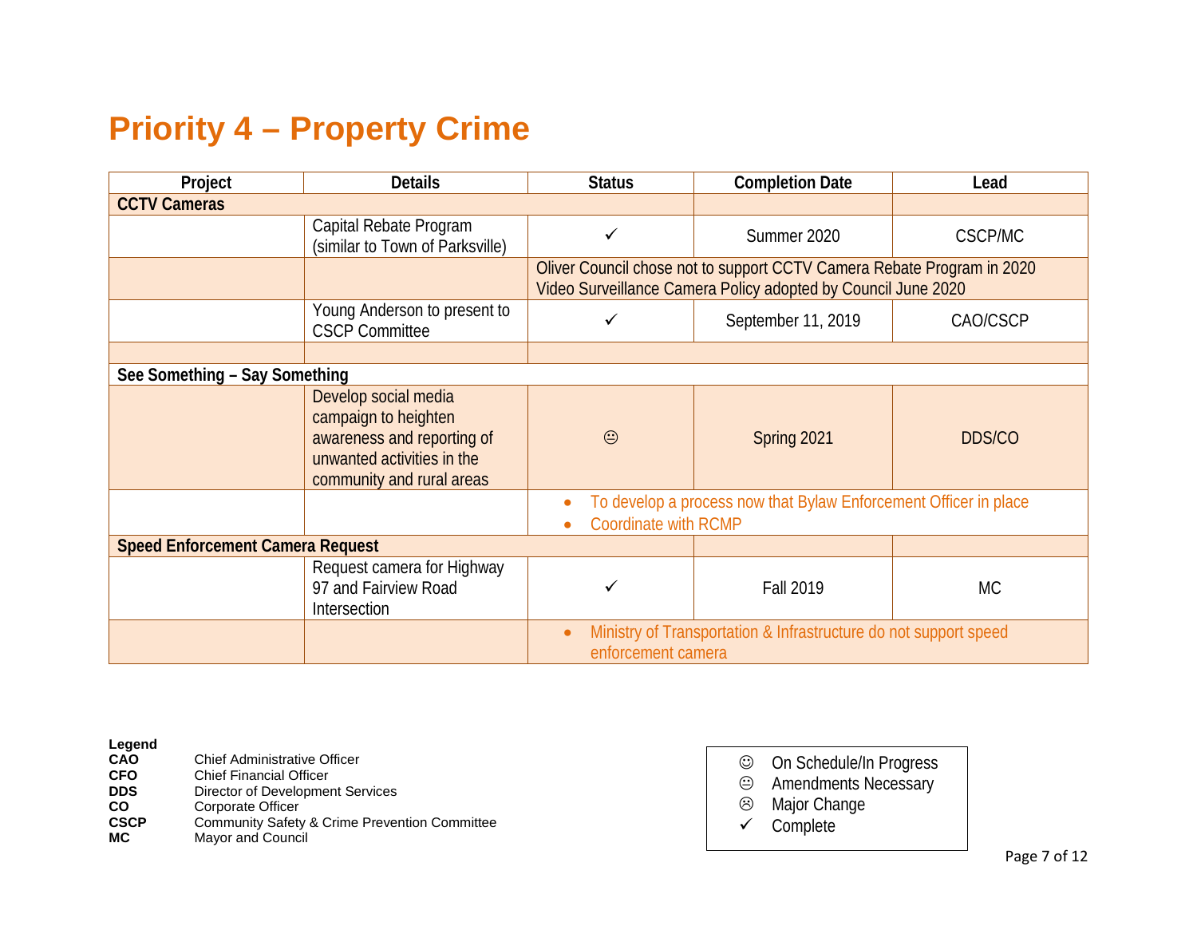# Priority 4 – Property Crime

| Project | Details | Status | Completion Date | Lead |
|---|---|---|---|---|
| **CCTV Cameras** | | | | |
| | Capital Rebate Program (similar to Town of Parksville) | ✓ | Summer 2020 | CSCP/MC |
| | | Oliver Council chose not to support CCTV Camera Rebate Program in 2020<br>Video Surveillance Camera Policy adopted by Council June 2020 | | |
| | Young Anderson to present to CSCP Committee | ✓ | September 11, 2019 | CAO/CSCP |
| | | | | |
| **See Something – Say Something** | | | | |
| | Develop social media campaign to heighten awareness and reporting of unwanted activities in the community and rural areas | 😐 | Spring 2021 | DDS/CO |
| | | • To develop a process now that Bylaw Enforcement Officer in place<br>• Coordinate with RCMP | | |
| **Speed Enforcement Camera Request** | | | | |
| | Request camera for Highway 97 and Fairview Road Intersection | ✓ | Fall 2019 | MC |
| | | • Ministry of Transportation & Infrastructure do not support speed enforcement camera | | |

**Legend**

| | |
|---|---|
| **CAO** | Chief Administrative Officer |
| **CFO** | Chief Financial Officer |
| **DDS** | Director of Development Services |
| **CO** | Corporate Officer |
| **CSCP** | Community Safety & Crime Prevention Committee |
| **MC** | Mayor and Council |

| | |
|---|---|
| ☺ | On Schedule/In Progress |
| 😐 | Amendments Necessary |
| ☹ | Major Change |
| ✓ | Complete |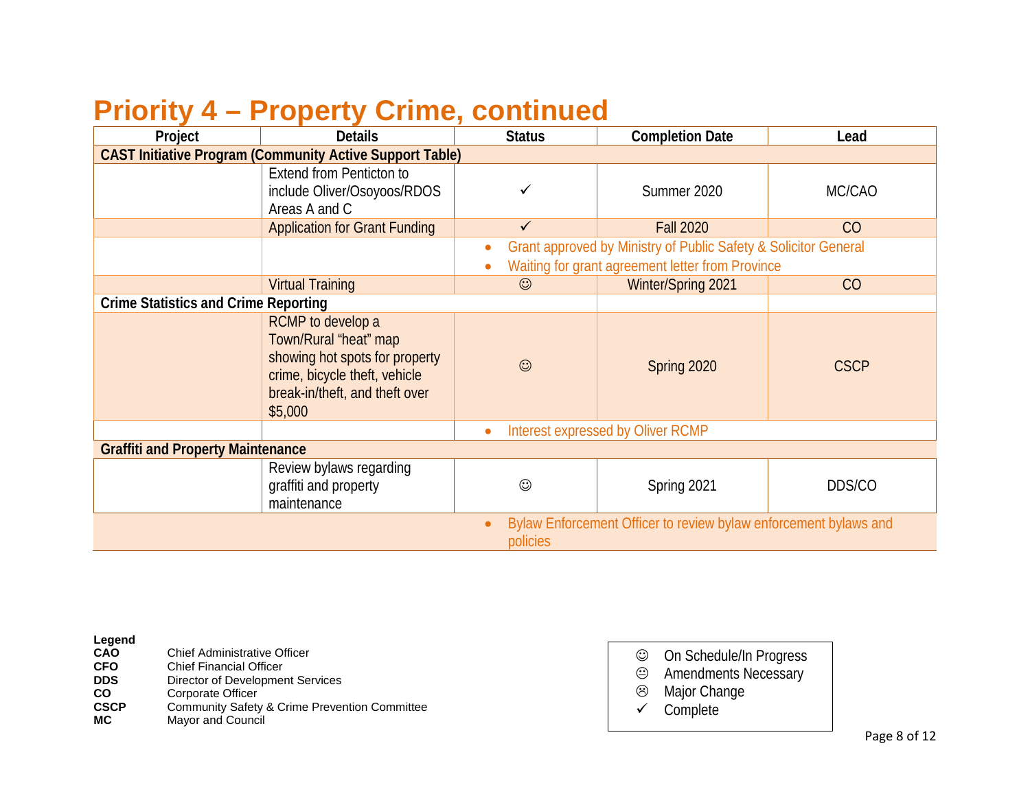# Priority 4 – Property Crime, continued

| Project | Details | Status | Completion Date | Lead |
|---|---|---|---|---|
| **CAST Initiative Program (Community Active Support Table)** | | | | |
| | Extend from Penticton to include Oliver/Osoyoos/RDOS Areas A and C | ✓ | Summer 2020 | MC/CAO |
| | Application for Grant Funding | ✓ | Fall 2020 | CO |
| | | • Grant approved by Ministry of Public Safety & Solicitor General<br>• Waiting for grant agreement letter from Province | | |
| | Virtual Training | ☺ | Winter/Spring 2021 | CO |
| **Crime Statistics and Crime Reporting** | | | | |
| | RCMP to develop a Town/Rural "heat" map showing hot spots for property crime, bicycle theft, vehicle break-in/theft, and theft over $5,000 | ☺ | Spring 2020 | CSCP |
| | | • Interest expressed by Oliver RCMP | | |
| **Graffiti and Property Maintenance** | | | | |
| | Review bylaws regarding graffiti and property maintenance | ☺ | Spring 2021 | DDS/CO |
| | | • Bylaw Enforcement Officer to review bylaw enforcement bylaws and policies | | |

**Legend**

| | |
|---|---|
| **CAO** | Chief Administrative Officer |
| **CFO** | Chief Financial Officer |
| **DDS** | Director of Development Services |
| **CO** | Corporate Officer |
| **CSCP** | Community Safety & Crime Prevention Committee |
| **MC** | Mayor and Council |

- ☺ On Schedule/In Progress
- 😐 Amendments Necessary
- ☹ Major Change
- ✓ Complete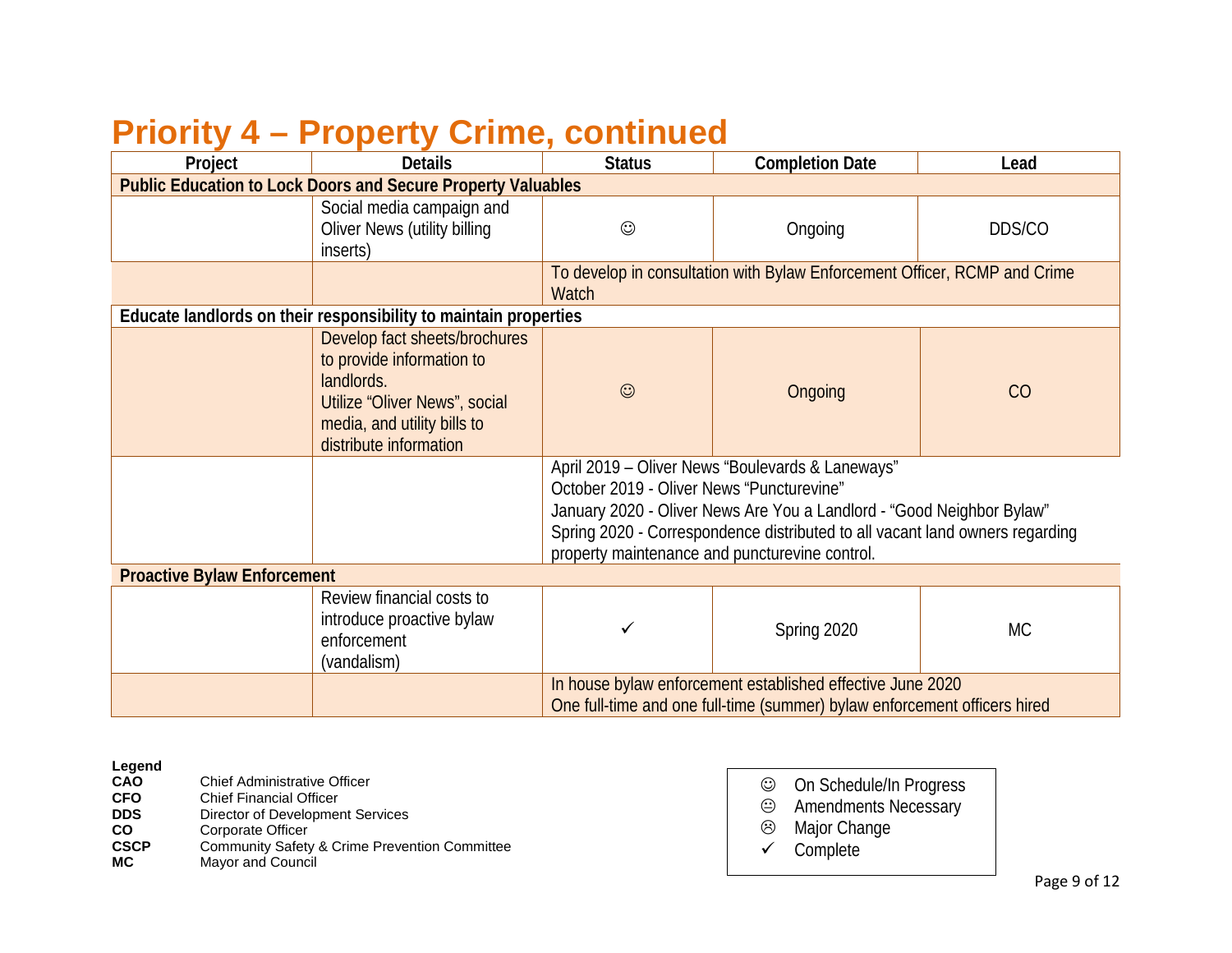# Priority 4 – Property Crime, continued

| Project | Details | Status | Completion Date | Lead |
|---|---|---|---|---|
| **Public Education to Lock Doors and Secure Property Valuables** | | | | |
| | Social media campaign and Oliver News (utility billing inserts) | ☺ | Ongoing | DDS/CO |
| | | To develop in consultation with Bylaw Enforcement Officer, RCMP and Crime Watch | | |
| **Educate landlords on their responsibility to maintain properties** | | | | |
| | Develop fact sheets/brochures to provide information to landlords. Utilize "Oliver News", social media, and utility bills to distribute information | ☺ | Ongoing | CO |
| | | April 2019 – Oliver News "Boulevards & Laneways"<br>October 2019 - Oliver News "Puncturevine"<br>January 2020 - Oliver News Are You a Landlord - "Good Neighbor Bylaw"<br>Spring 2020 - Correspondence distributed to all vacant land owners regarding property maintenance and puncturevine control. | | |
| **Proactive Bylaw Enforcement** | | | | |
| | Review financial costs to introduce proactive bylaw enforcement (vandalism) | ✓ | Spring 2020 | MC |
| | | In house bylaw enforcement established effective June 2020<br>One full-time and one full-time (summer) bylaw enforcement officers hired | | |

**Legend**

| | |
|---|---|
| **CAO** | Chief Administrative Officer |
| **CFO** | Chief Financial Officer |
| **DDS** | Director of Development Services |
| **CO** | Corporate Officer |
| **CSCP** | Community Safety & Crime Prevention Committee |
| **MC** | Mayor and Council |

- ☺ On Schedule/In Progress
- 😐 Amendments Necessary
- ☹ Major Change
- ✓ Complete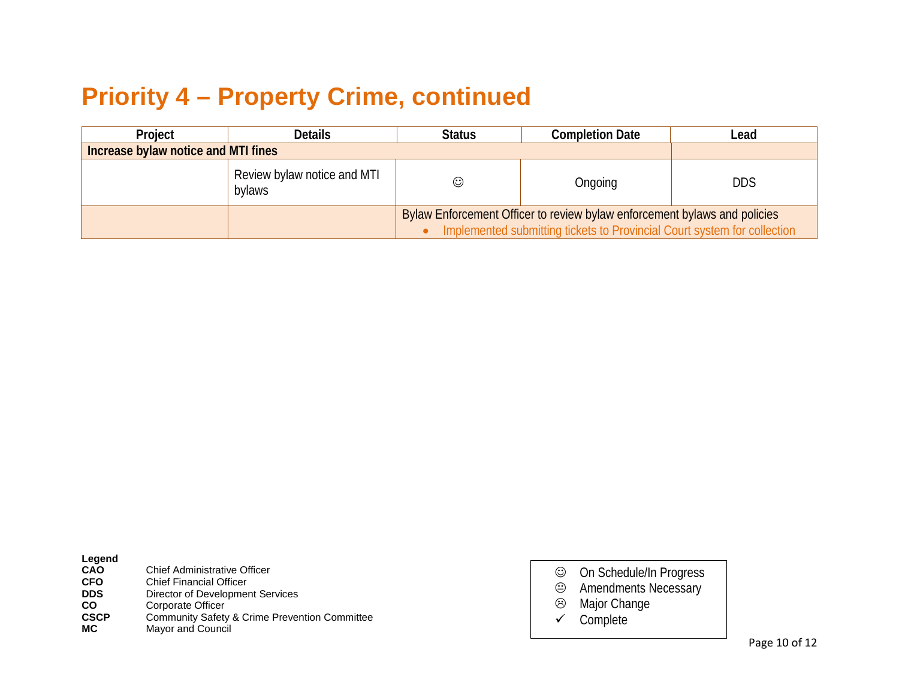# Priority 4 – Property Crime, continued

| Project | Details | Status | Completion Date | Lead |
|---|---|---|---|---|
| **Increase bylaw notice and MTI fines** | | | | |
| | Review bylaw notice and MTI bylaws | ☺ | Ongoing | DDS |
| | | Bylaw Enforcement Officer to review bylaw enforcement bylaws and policies<br>• Implemented submitting tickets to Provincial Court system for collection | | |

**Legend**

| | |
|---|---|
| **CAO** | Chief Administrative Officer |
| **CFO** | Chief Financial Officer |
| **DDS** | Director of Development Services |
| **CO** | Corporate Officer |
| **CSCP** | Community Safety & Crime Prevention Committee |
| **MC** | Mayor and Council |

- ☺ On Schedule/In Progress
- 😐 Amendments Necessary
- ☹ Major Change
- ✓ Complete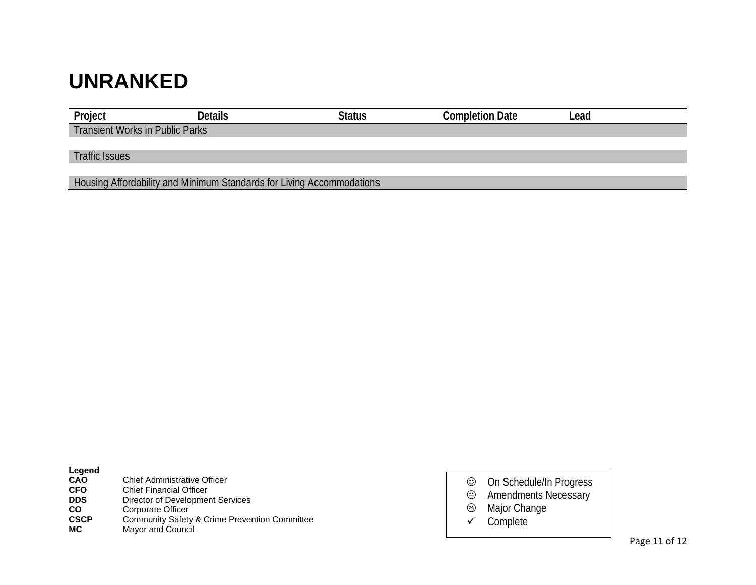# UNRANKED

| Project | Details | Status | Completion Date | Lead |
|---|---|---|---|---|
| Transient Works in Public Parks | | | | |
| | | | | |
| Traffic Issues | | | | |
| | | | | |
| Housing Affordability and Minimum Standards for Living Accommodations | | | | |

**Legend**

| | |
|---|---|
| **CAO** | Chief Administrative Officer |
| **CFO** | Chief Financial Officer |
| **DDS** | Director of Development Services |
| **CO** | Corporate Officer |
| **CSCP** | Community Safety & Crime Prevention Committee |
| **MC** | Mayor and Council |

- ☺ On Schedule/In Progress
- 😐 Amendments Necessary
- ☹ Major Change
- ✓ Complete